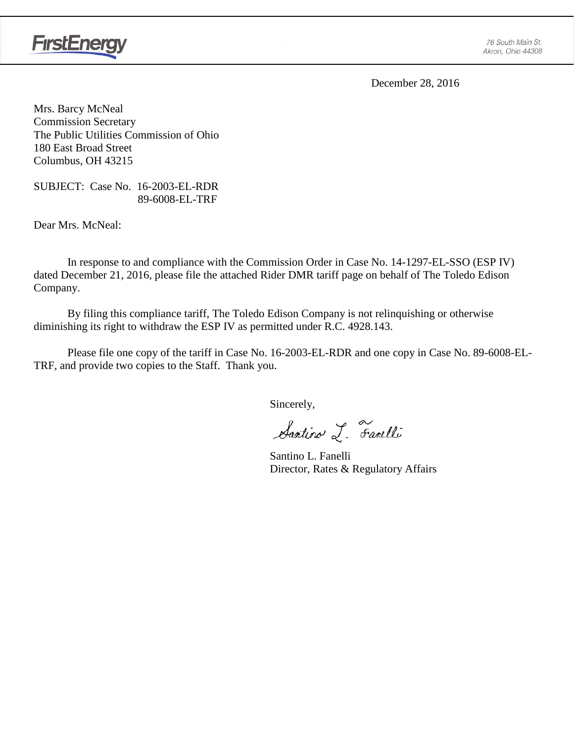FirstEnergy

76 South Main St.
Akron, Ohio 44308

December 28, 2016

Mrs. Barcy McNeal
Commission Secretary
The Public Utilities Commission of Ohio
180 East Broad Street
Columbus, OH 43215

SUBJECT: Case No. 16-2003-EL-RDR
89-6008-EL-TRF

Dear Mrs. McNeal:

In response to and compliance with the Commission Order in Case No. 14-1297-EL-SSO (ESP IV) dated December 21, 2016, please file the attached Rider DMR tariff page on behalf of The Toledo Edison Company.

By filing this compliance tariff, The Toledo Edison Company is not relinquishing or otherwise diminishing its right to withdraw the ESP IV as permitted under R.C. 4928.143.

Please file one copy of the tariff in Case No. 16-2003-EL-RDR and one copy in Case No. 89-6008-EL-TRF, and provide two copies to the Staff. Thank you.

Sincerely,

Santino L. Fanelli

Santino L. Fanelli
Director, Rates & Regulatory Affairs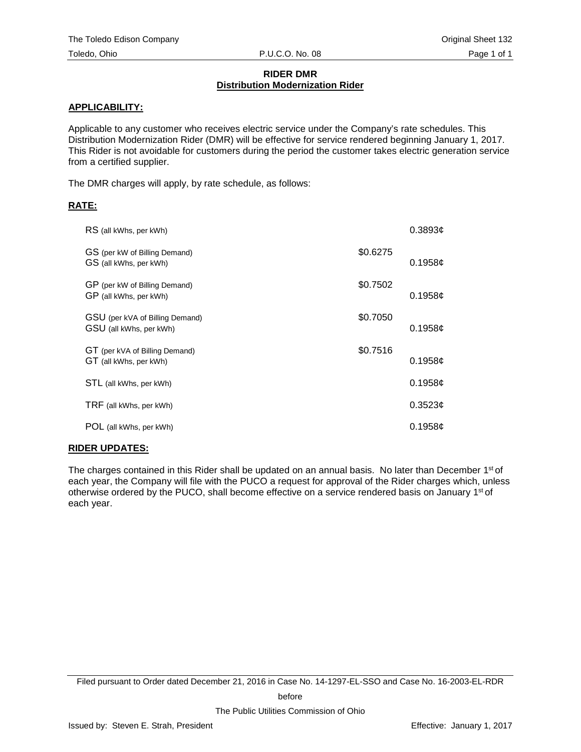# RIDER DMR
## Distribution Modernization Rider

**APPLICABILITY:**

Applicable to any customer who receives electric service under the Company's rate schedules. This Distribution Modernization Rider (DMR) will be effective for service rendered beginning January 1, 2017. This Rider is not avoidable for customers during the period the customer takes electric generation service from a certified supplier.

The DMR charges will apply, by rate schedule, as follows:

**RATE:**

| | | |
|---|---|---|
| RS (all kWhs, per kWh) | | 0.3893¢ |
| GS (per kW of Billing Demand) | \$0.6275 | |
| GS (all kWhs, per kWh) | | 0.1958¢ |
| GP (per kW of Billing Demand) | \$0.7502 | |
| GP (all kWhs, per kWh) | | 0.1958¢ |
| GSU (per kVA of Billing Demand) | \$0.7050 | |
| GSU (all kWhs, per kWh) | | 0.1958¢ |
| GT (per kVA of Billing Demand) | \$0.7516 | |
| GT (all kWhs, per kWh) | | 0.1958¢ |
| STL (all kWhs, per kWh) | | 0.1958¢ |
| TRF (all kWhs, per kWh) | | 0.3523¢ |
| POL (all kWhs, per kWh) | | 0.1958¢ |

**RIDER UPDATES:**

The charges contained in this Rider shall be updated on an annual basis. No later than December 1st of each year, the Company will file with the PUCO a request for approval of the Rider charges which, unless otherwise ordered by the PUCO, shall become effective on a service rendered basis on January 1st of each year.

Filed pursuant to Order dated December 21, 2016 in Case No. 14-1297-EL-SSO and Case No. 16-2003-EL-RDR before The Public Utilities Commission of Ohio

Issued by: Steven E. Strah, President

Effective: January 1, 2017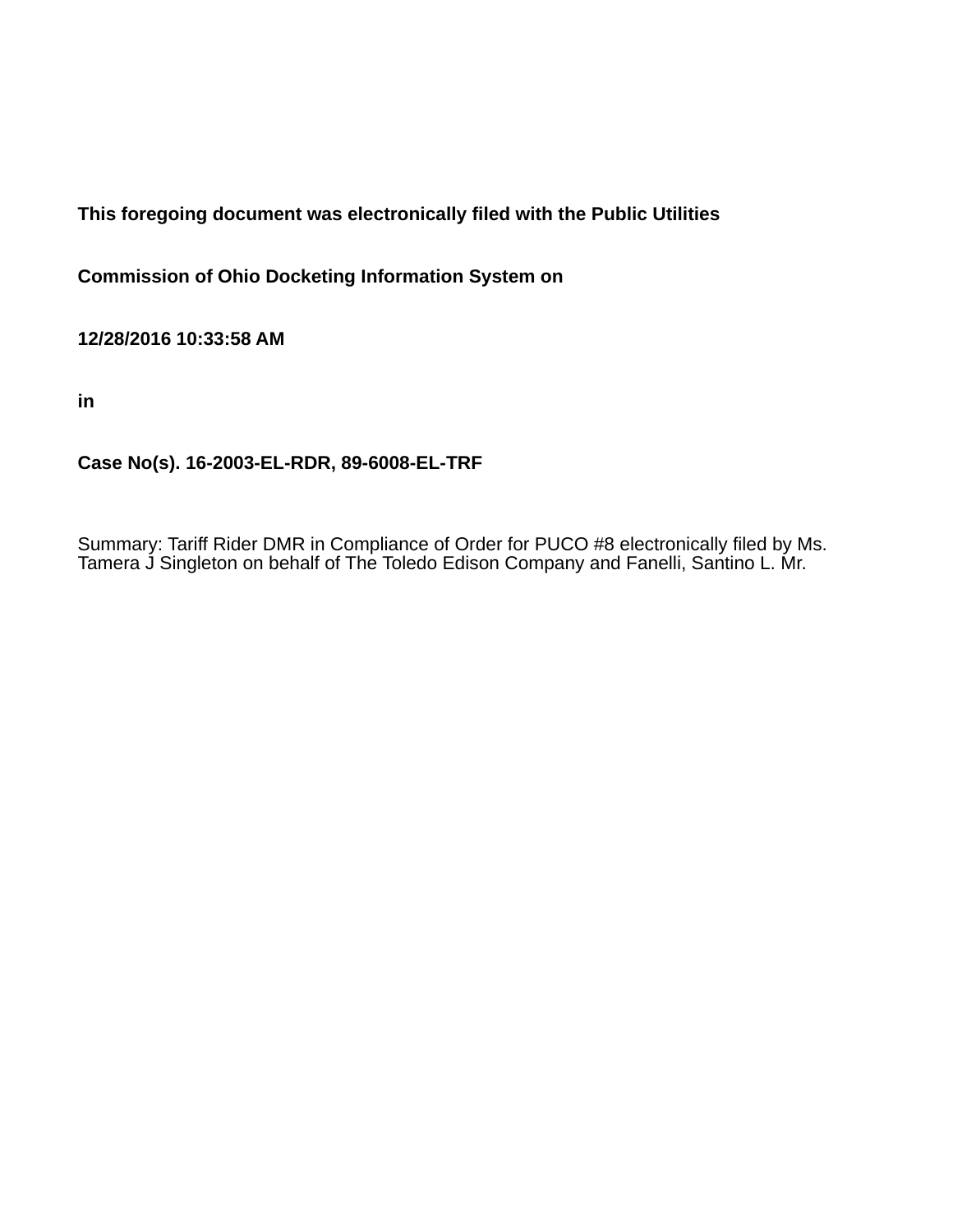**This foregoing document was electronically filed with the Public Utilities**

**Commission of Ohio Docketing Information System on**

**12/28/2016 10:33:58 AM**

**in**

**Case No(s). 16-2003-EL-RDR, 89-6008-EL-TRF**

Summary: Tariff Rider DMR in Compliance of Order for PUCO #8 electronically filed by Ms. Tamera J Singleton on behalf of The Toledo Edison Company and Fanelli, Santino L. Mr.